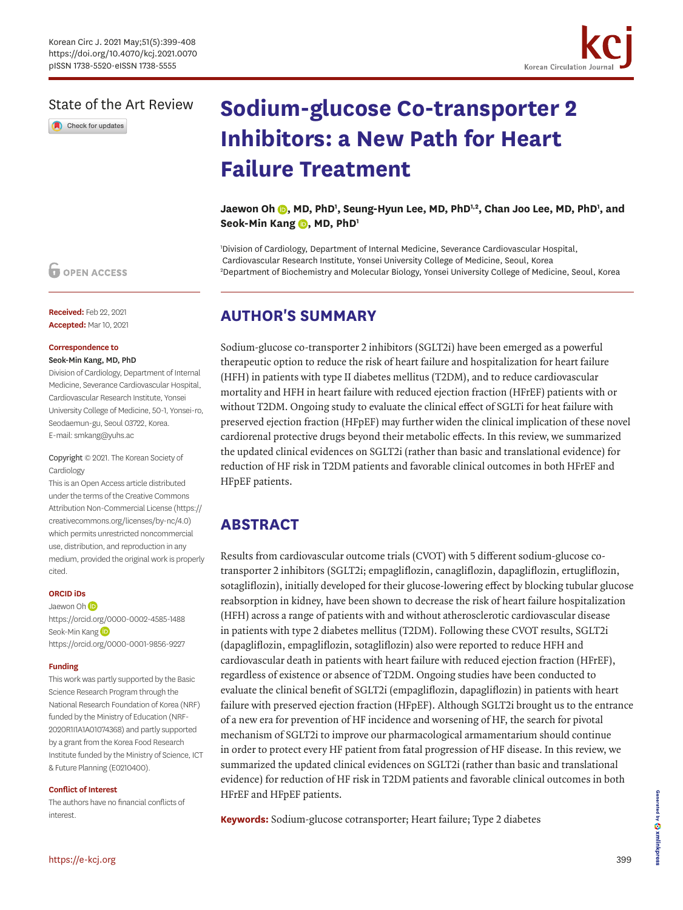State of the Art Review

# Sodium-glucose Co-transporter 2 Inhibitors: a New Path for Heart Failure Treatment

**Jaewon Oh, MD, PhD[1], Seung-Hyun Lee, MD, PhD[1,2], Chan Joo Lee, MD, PhD[1], and Seok-Min Kang, MD, PhD[1]**

[1]Division of Cardiology, Department of Internal Medicine, Severance Cardiovascular Hospital, Cardiovascular Research Institute, Yonsei University College of Medicine, Seoul, Korea
[2]Department of Biochemistry and Molecular Biology, Yonsei University College of Medicine, Seoul, Korea

OPEN ACCESS

**Received:** Feb 22, 2021
**Accepted:** Mar 10, 2021

**Correspondence to**
Seok-Min Kang, MD, PhD
Division of Cardiology, Department of Internal Medicine, Severance Cardiovascular Hospital, Cardiovascular Research Institute, Yonsei University College of Medicine, 50-1, Yonsei-ro, Seodaemun-gu, Seoul 03722, Korea.
E-mail: smkang@yuhs.ac

Copyright © 2021. The Korean Society of Cardiology
This is an Open Access article distributed under the terms of the Creative Commons Attribution Non-Commercial License (https://creativecommons.org/licenses/by-nc/4.0) which permits unrestricted noncommercial use, distribution, and reproduction in any medium, provided the original work is properly cited.

**ORCID iDs**
Jaewon Oh
https://orcid.org/0000-0002-4585-1488
Seok-Min Kang
https://orcid.org/0000-0001-9856-9227

**Funding**
This work was partly supported by the Basic Science Research Program through the National Research Foundation of Korea (NRF) funded by the Ministry of Education (NRF-2020R1I1A1A01074368) and partly supported by a grant from the Korea Food Research Institute funded by the Ministry of Science, ICT & Future Planning (E0210400).

**Conflict of Interest**
The authors have no financial conflicts of interest.

## AUTHOR'S SUMMARY

Sodium-glucose co-transporter 2 inhibitors (SGLT2i) have been emerged as a powerful therapeutic option to reduce the risk of heart failure and hospitalization for heart failure (HFH) in patients with type II diabetes mellitus (T2DM), and to reduce cardiovascular mortality and HFH in heart failure with reduced ejection fraction (HFrEF) patients with or without T2DM. Ongoing study to evaluate the clinical effect of SGLTi for heat failure with preserved ejection fraction (HFpEF) may further widen the clinical implication of these novel cardiorenal protective drugs beyond their metabolic effects. In this review, we summarized the updated clinical evidences on SGLT2i (rather than basic and translational evidence) for reduction of HF risk in T2DM patients and favorable clinical outcomes in both HFrEF and HFpEF patients.

## ABSTRACT

Results from cardiovascular outcome trials (CVOT) with 5 different sodium-glucose co-transporter 2 inhibitors (SGLT2i; empagliflozin, canagliflozin, dapagliflozin, ertugliflozin, sotagliflozin), initially developed for their glucose-lowering effect by blocking tubular glucose reabsorption in kidney, have been shown to decrease the risk of heart failure hospitalization (HFH) across a range of patients with and without atherosclerotic cardiovascular disease in patients with type 2 diabetes mellitus (T2DM). Following these CVOT results, SGLT2i (dapagliflozin, empagliflozin, sotagliflozin) also were reported to reduce HFH and cardiovascular death in patients with heart failure with reduced ejection fraction (HFrEF), regardless of existence or absence of T2DM. Ongoing studies have been conducted to evaluate the clinical benefit of SGLT2i (empagliflozin, dapagliflozin) in patients with heart failure with preserved ejection fraction (HFpEF). Although SGLT2i brought us to the entrance of a new era for prevention of HF incidence and worsening of HF, the search for pivotal mechanism of SGLT2i to improve our pharmacological armamentarium should continue in order to protect every HF patient from fatal progression of HF disease. In this review, we summarized the updated clinical evidences on SGLT2i (rather than basic and translational evidence) for reduction of HF risk in T2DM patients and favorable clinical outcomes in both HFrEF and HFpEF patients.

**Keywords:** Sodium-glucose cotransporter; Heart failure; Type 2 diabetes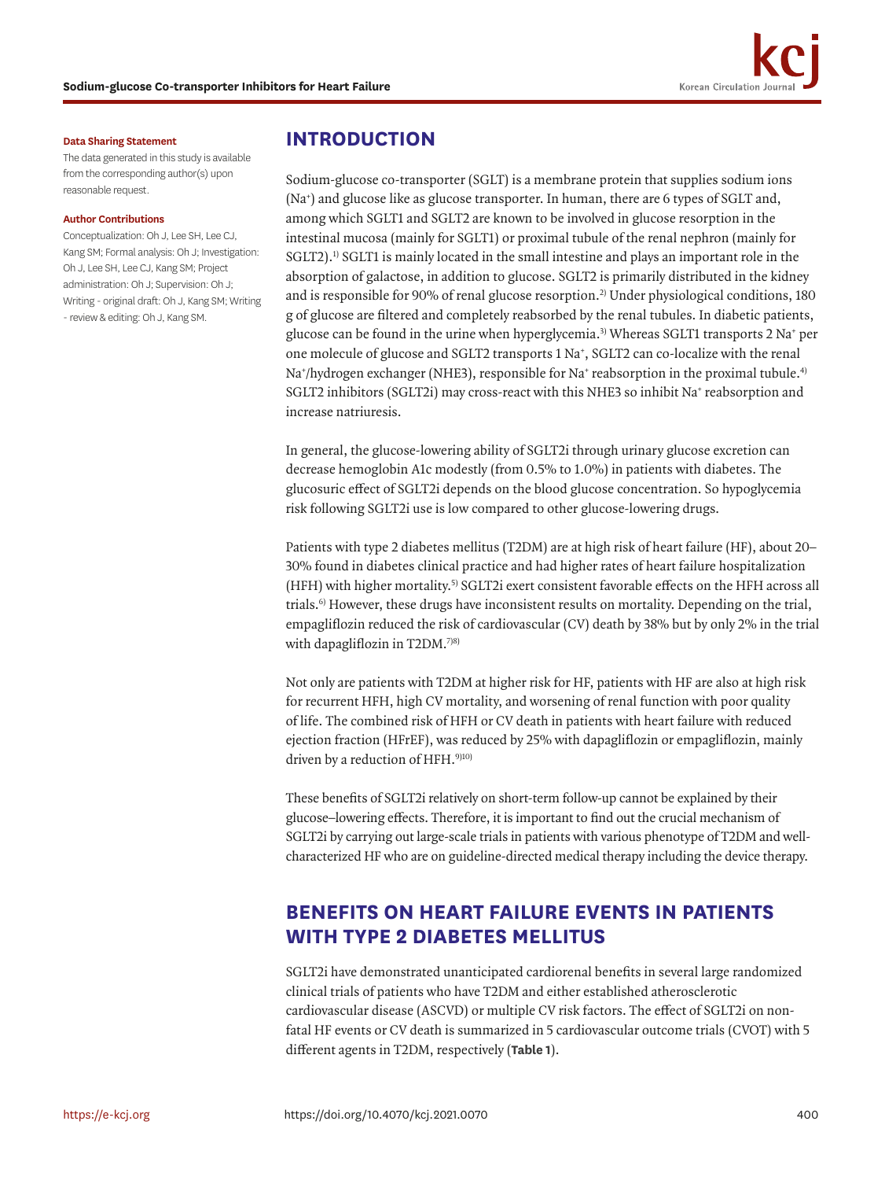**Data Sharing Statement**

The data generated in this study is available from the corresponding author(s) upon reasonable request.

**Author Contributions**

Conceptualization: Oh J, Lee SH, Lee CJ, Kang SM; Formal analysis: Oh J; Investigation: Oh J, Lee SH, Lee CJ, Kang SM; Project administration: Oh J; Supervision: Oh J; Writing - original draft: Oh J, Kang SM; Writing - review & editing: Oh J, Kang SM.

## INTRODUCTION

Sodium-glucose co-transporter (SGLT) is a membrane protein that supplies sodium ions ($Na^+$) and glucose like as glucose transporter. In human, there are 6 types of SGLT and, among which SGLT1 and SGLT2 are known to be involved in glucose resorption in the intestinal mucosa (mainly for SGLT1) or proximal tubule of the renal nephron (mainly for SGLT2).[1] SGLT1 is mainly located in the small intestine and plays an important role in the absorption of galactose, in addition to glucose. SGLT2 is primarily distributed in the kidney and is responsible for 90% of renal glucose resorption.[2] Under physiological conditions, 180 g of glucose are filtered and completely reabsorbed by the renal tubules. In diabetic patients, glucose can be found in the urine when hyperglycemia.[3] Whereas SGLT1 transports 2 $Na^+$ per one molecule of glucose and SGLT2 transports 1 $Na^+$, SGLT2 can co-localize with the renal $Na^+$/hydrogen exchanger (NHE3), responsible for $Na^+$ reabsorption in the proximal tubule.[4] SGLT2 inhibitors (SGLT2i) may cross-react with this NHE3 so inhibit $Na^+$ reabsorption and increase natriuresis.

In general, the glucose-lowering ability of SGLT2i through urinary glucose excretion can decrease hemoglobin A1c modestly (from 0.5% to 1.0%) in patients with diabetes. The glucosuric effect of SGLT2i depends on the blood glucose concentration. So hypoglycemia risk following SGLT2i use is low compared to other glucose-lowering drugs.

Patients with type 2 diabetes mellitus (T2DM) are at high risk of heart failure (HF), about 20–30% found in diabetes clinical practice and had higher rates of heart failure hospitalization (HFH) with higher mortality.[5] SGLT2i exert consistent favorable effects on the HFH across all trials.[6] However, these drugs have inconsistent results on mortality. Depending on the trial, empagliflozin reduced the risk of cardiovascular (CV) death by 38% but by only 2% in the trial with dapagliflozin in T2DM.[7,8]

Not only are patients with T2DM at higher risk for HF, patients with HF are also at high risk for recurrent HFH, high CV mortality, and worsening of renal function with poor quality of life. The combined risk of HFH or CV death in patients with heart failure with reduced ejection fraction (HFrEF), was reduced by 25% with dapagliflozin or empagliflozin, mainly driven by a reduction of HFH.[9,10]

These benefits of SGLT2i relatively on short-term follow-up cannot be explained by their glucose–lowering effects. Therefore, it is important to find out the crucial mechanism of SGLT2i by carrying out large-scale trials in patients with various phenotype of T2DM and well-characterized HF who are on guideline-directed medical therapy including the device therapy.

## BENEFITS ON HEART FAILURE EVENTS IN PATIENTS WITH TYPE 2 DIABETES MELLITUS

SGLT2i have demonstrated unanticipated cardiorenal benefits in several large randomized clinical trials of patients who have T2DM and either established atherosclerotic cardiovascular disease (ASCVD) or multiple CV risk factors. The effect of SGLT2i on non-fatal HF events or CV death is summarized in 5 cardiovascular outcome trials (CVOT) with 5 different agents in T2DM, respectively (**Table 1**).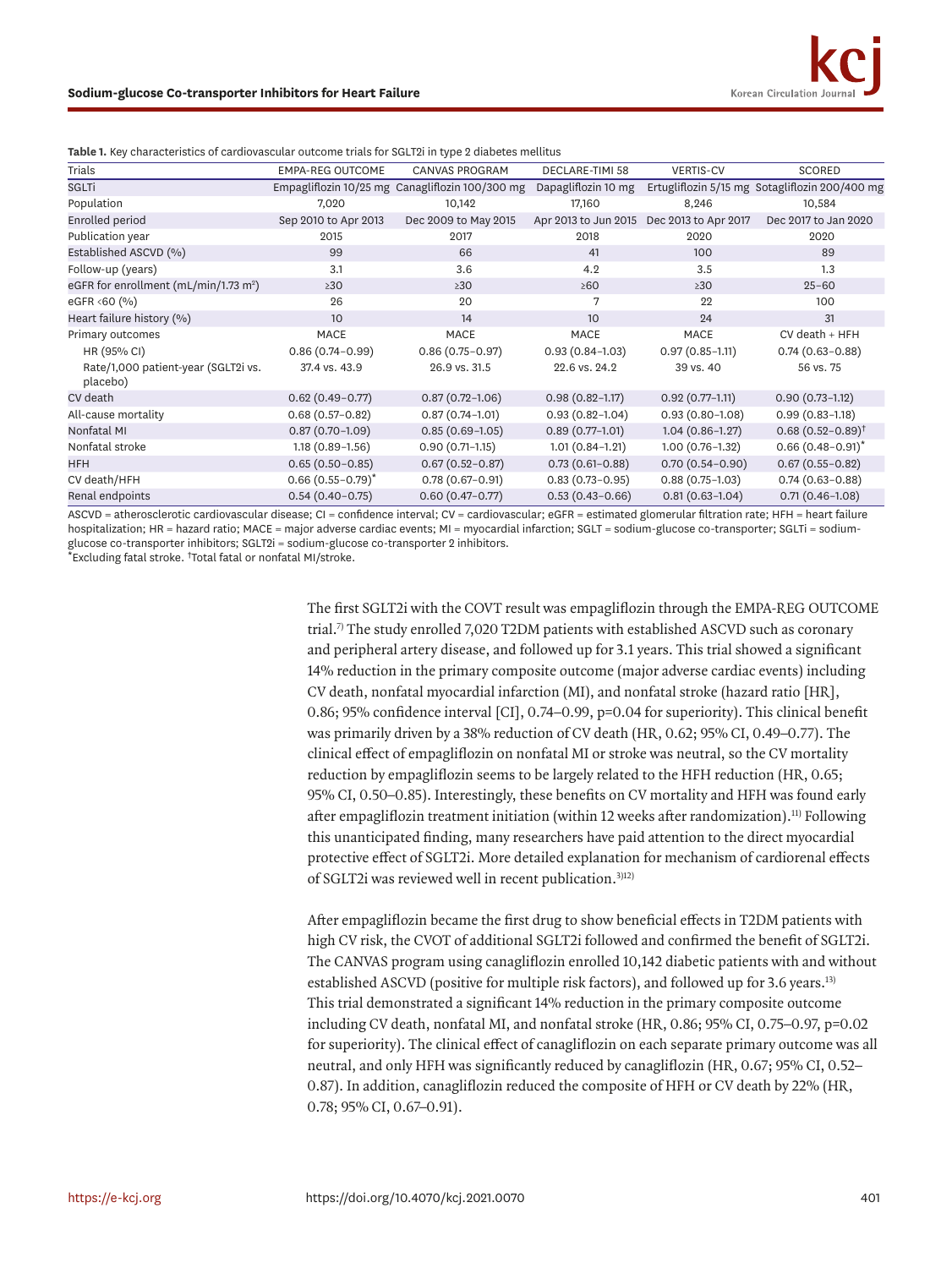**Table 1.** Key characteristics of cardiovascular outcome trials for SGLT2i in type 2 diabetes mellitus

| Trials | EMPA-REG OUTCOME | CANVAS PROGRAM | DECLARE-TIMI 58 | VERTIS-CV | SCORED |
|---|---|---|---|---|---|
| SGLTi | Empagliflozin 10/25 mg | Canagliflozin 100/300 mg | Dapagliflozin 10 mg | Ertugliflozin 5/15 mg | Sotagliflozin 200/400 mg |
| Population | 7,020 | 10,142 | 17,160 | 8,246 | 10,584 |
| Enrolled period | Sep 2010 to Apr 2013 | Dec 2009 to May 2015 | Apr 2013 to Jun 2015 | Dec 2013 to Apr 2017 | Dec 2017 to Jan 2020 |
| Publication year | 2015 | 2017 | 2018 | 2020 | 2020 |
| Established ASCVD (%) | 99 | 66 | 41 | 100 | 89 |
| Follow-up (years) | 3.1 | 3.6 | 4.2 | 3.5 | 1.3 |
| eGFR for enrollment (mL/min/1.73 $m^2$) | ≥30 | ≥30 | ≥60 | ≥30 | 25–60 |
| eGFR <60 (%) | 26 | 20 | 7 | 22 | 100 |
| Heart failure history (%) | 10 | 14 | 10 | 24 | 31 |
| Primary outcomes | MACE | MACE | MACE | MACE | CV death + HFH |
| HR (95% CI) | 0.86 (0.74–0.99) | 0.86 (0.75–0.97) | 0.93 (0.84–1.03) | 0.97 (0.85–1.11) | 0.74 (0.63–0.88) |
| Rate/1,000 patient-year (SGLT2i vs. placebo) | 37.4 vs. 43.9 | 26.9 vs. 31.5 | 22.6 vs. 24.2 | 39 vs. 40 | 56 vs. 75 |
| CV death | 0.62 (0.49–0.77) | 0.87 (0.72–1.06) | 0.98 (0.82–1.17) | 0.92 (0.77–1.11) | 0.90 (0.73–1.12) |
| All-cause mortality | 0.68 (0.57–0.82) | 0.87 (0.74–1.01) | 0.93 (0.82–1.04) | 0.93 (0.80–1.08) | 0.99 (0.83–1.18) |
| Nonfatal MI | 0.87 (0.70–1.09) | 0.85 (0.69–1.05) | 0.89 (0.77–1.01) | 1.04 (0.86–1.27) | 0.68 (0.52–0.89)† |
| Nonfatal stroke | 1.18 (0.89–1.56) | 0.90 (0.71–1.15) | 1.01 (0.84–1.21) | 1.00 (0.76–1.32) | 0.66 (0.48–0.91)* |
| HFH | 0.65 (0.50–0.85) | 0.67 (0.52–0.87) | 0.73 (0.61–0.88) | 0.70 (0.54–0.90) | 0.67 (0.55–0.82) |
| CV death/HFH | 0.66 (0.55–0.79)* | 0.78 (0.67–0.91) | 0.83 (0.73–0.95) | 0.88 (0.75–1.03) | 0.74 (0.63–0.88) |
| Renal endpoints | 0.54 (0.40–0.75) | 0.60 (0.47–0.77) | 0.53 (0.43–0.66) | 0.81 (0.63–1.04) | 0.71 (0.46–1.08) |

ASCVD = atherosclerotic cardiovascular disease; CI = confidence interval; CV = cardiovascular; eGFR = estimated glomerular filtration rate; HFH = heart failure hospitalization; HR = hazard ratio; MACE = major adverse cardiac events; MI = myocardial infarction; SGLT = sodium-glucose co-transporter; SGLTi = sodium-glucose co-transporter inhibitors; SGLT2i = sodium-glucose co-transporter 2 inhibitors.
*Excluding fatal stroke. †Total fatal or nonfatal MI/stroke.

The first SGLT2i with the COVT result was empagliflozin through the EMPA-REG OUTCOME trial.[7] The study enrolled 7,020 T2DM patients with established ASCVD such as coronary and peripheral artery disease, and followed up for 3.1 years. This trial showed a significant 14% reduction in the primary composite outcome (major adverse cardiac events) including CV death, nonfatal myocardial infarction (MI), and nonfatal stroke (hazard ratio [HR], 0.86; 95% confidence interval [CI], 0.74–0.99, p=0.04 for superiority). This clinical benefit was primarily driven by a 38% reduction of CV death (HR, 0.62; 95% CI, 0.49–0.77). The clinical effect of empagliflozin on nonfatal MI or stroke was neutral, so the CV mortality reduction by empagliflozin seems to be largely related to the HFH reduction (HR, 0.65; 95% CI, 0.50–0.85). Interestingly, these benefits on CV mortality and HFH was found early after empagliflozin treatment initiation (within 12 weeks after randomization).[11] Following this unanticipated finding, many researchers have paid attention to the direct myocardial protective effect of SGLT2i. More detailed explanation for mechanism of cardiorenal effects of SGLT2i was reviewed well in recent publication.[3][12]

After empagliflozin became the first drug to show beneficial effects in T2DM patients with high CV risk, the CVOT of additional SGLT2i followed and confirmed the benefit of SGLT2i. The CANVAS program using canagliflozin enrolled 10,142 diabetic patients with and without established ASCVD (positive for multiple risk factors), and followed up for 3.6 years.[13] This trial demonstrated a significant 14% reduction in the primary composite outcome including CV death, nonfatal MI, and nonfatal stroke (HR, 0.86; 95% CI, 0.75–0.97, p=0.02 for superiority). The clinical effect of canagliflozin on each separate primary outcome was all neutral, and only HFH was significantly reduced by canagliflozin (HR, 0.67; 95% CI, 0.52–0.87). In addition, canagliflozin reduced the composite of HFH or CV death by 22% (HR, 0.78; 95% CI, 0.67–0.91).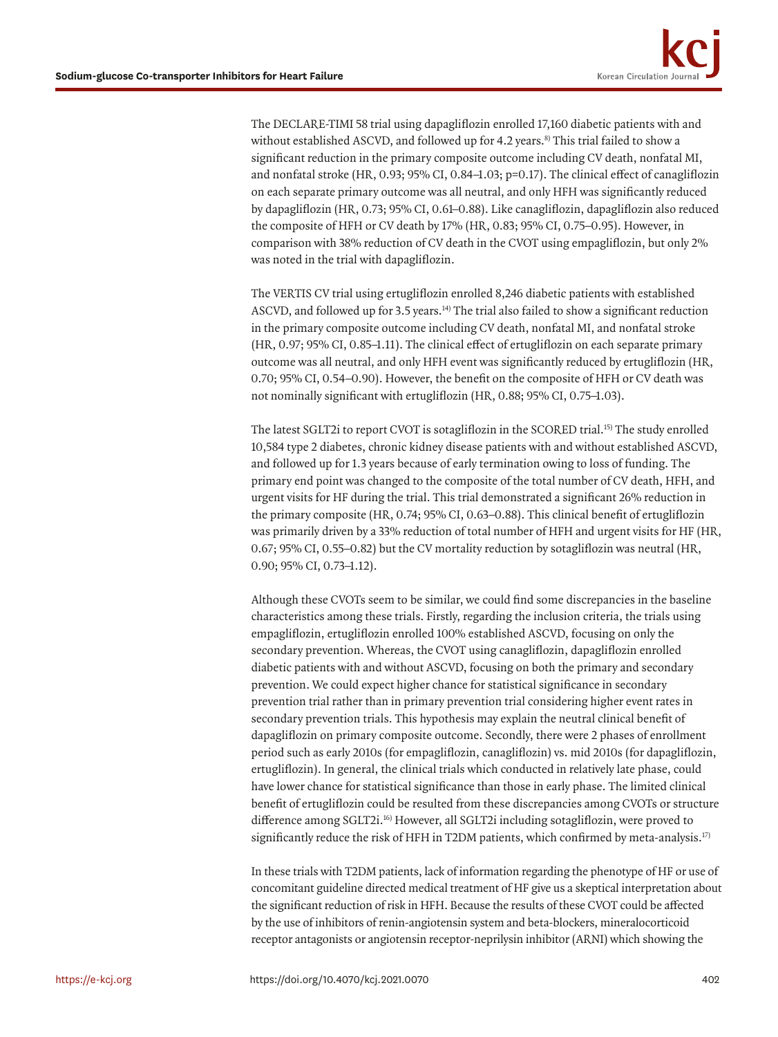The DECLARE-TIMI 58 trial using dapagliflozin enrolled 17,160 diabetic patients with and without established ASCVD, and followed up for 4.2 years.[8] This trial failed to show a significant reduction in the primary composite outcome including CV death, nonfatal MI, and nonfatal stroke (HR, 0.93; 95% CI, 0.84–1.03; p=0.17). The clinical effect of canagliflozin on each separate primary outcome was all neutral, and only HFH was significantly reduced by dapagliflozin (HR, 0.73; 95% CI, 0.61–0.88). Like canagliflozin, dapagliflozin also reduced the composite of HFH or CV death by 17% (HR, 0.83; 95% CI, 0.75–0.95). However, in comparison with 38% reduction of CV death in the CVOT using empagliflozin, but only 2% was noted in the trial with dapagliflozin.

The VERTIS CV trial using ertugliflozin enrolled 8,246 diabetic patients with established ASCVD, and followed up for 3.5 years.[14] The trial also failed to show a significant reduction in the primary composite outcome including CV death, nonfatal MI, and nonfatal stroke (HR, 0.97; 95% CI, 0.85–1.11). The clinical effect of ertugliflozin on each separate primary outcome was all neutral, and only HFH event was significantly reduced by ertugliflozin (HR, 0.70; 95% CI, 0.54–0.90). However, the benefit on the composite of HFH or CV death was not nominally significant with ertugliflozin (HR, 0.88; 95% CI, 0.75–1.03).

The latest SGLT2i to report CVOT is sotagliflozin in the SCORED trial.[15] The study enrolled 10,584 type 2 diabetes, chronic kidney disease patients with and without established ASCVD, and followed up for 1.3 years because of early termination owing to loss of funding. The primary end point was changed to the composite of the total number of CV death, HFH, and urgent visits for HF during the trial. This trial demonstrated a significant 26% reduction in the primary composite (HR, 0.74; 95% CI, 0.63–0.88). This clinical benefit of ertugliflozin was primarily driven by a 33% reduction of total number of HFH and urgent visits for HF (HR, 0.67; 95% CI, 0.55–0.82) but the CV mortality reduction by sotagliflozin was neutral (HR, 0.90; 95% CI, 0.73–1.12).

Although these CVOTs seem to be similar, we could find some discrepancies in the baseline characteristics among these trials. Firstly, regarding the inclusion criteria, the trials using empagliflozin, ertugliflozin enrolled 100% established ASCVD, focusing on only the secondary prevention. Whereas, the CVOT using canagliflozin, dapagliflozin enrolled diabetic patients with and without ASCVD, focusing on both the primary and secondary prevention. We could expect higher chance for statistical significance in secondary prevention trial rather than in primary prevention trial considering higher event rates in secondary prevention trials. This hypothesis may explain the neutral clinical benefit of dapagliflozin on primary composite outcome. Secondly, there were 2 phases of enrollment period such as early 2010s (for empagliflozin, canagliflozin) vs. mid 2010s (for dapagliflozin, ertugliflozin). In general, the clinical trials which conducted in relatively late phase, could have lower chance for statistical significance than those in early phase. The limited clinical benefit of ertugliflozin could be resulted from these discrepancies among CVOTs or structure difference among SGLT2i.[16] However, all SGLT2i including sotagliflozin, were proved to significantly reduce the risk of HFH in T2DM patients, which confirmed by meta-analysis.[17]

In these trials with T2DM patients, lack of information regarding the phenotype of HF or use of concomitant guideline directed medical treatment of HF give us a skeptical interpretation about the significant reduction of risk in HFH. Because the results of these CVOT could be affected by the use of inhibitors of renin-angiotensin system and beta-blockers, mineralocorticoid receptor antagonists or angiotensin receptor-neprilysin inhibitor (ARNI) which showing the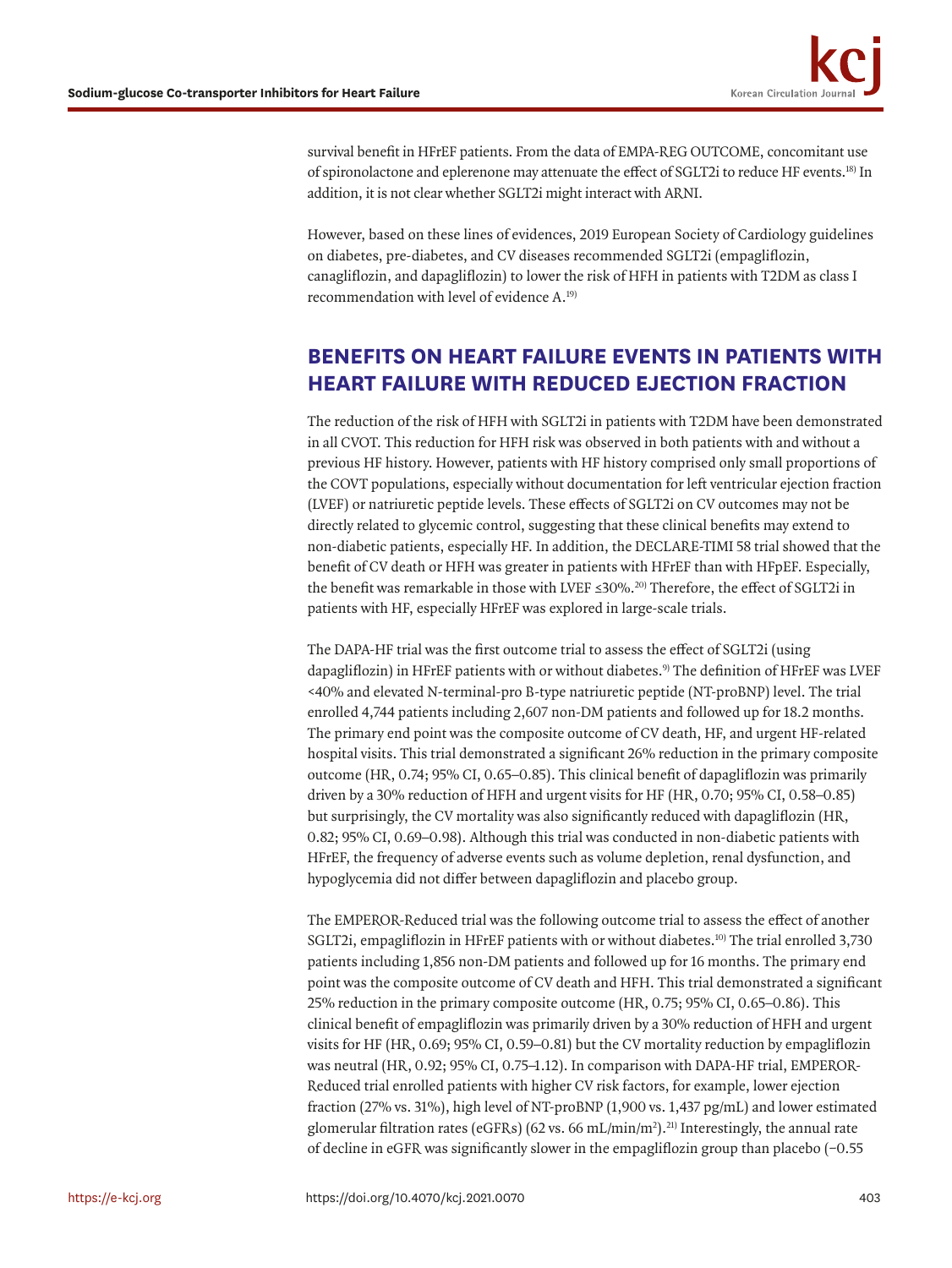survival benefit in HFrEF patients. From the data of EMPA-REG OUTCOME, concomitant use of spironolactone and eplerenone may attenuate the effect of SGLT2i to reduce HF events.[18] In addition, it is not clear whether SGLT2i might interact with ARNI.

However, based on these lines of evidences, 2019 European Society of Cardiology guidelines on diabetes, pre-diabetes, and CV diseases recommended SGLT2i (empagliflozin, canagliflozin, and dapagliflozin) to lower the risk of HFH in patients with T2DM as class I recommendation with level of evidence A.[19]

## BENEFITS ON HEART FAILURE EVENTS IN PATIENTS WITH HEART FAILURE WITH REDUCED EJECTION FRACTION

The reduction of the risk of HFH with SGLT2i in patients with T2DM have been demonstrated in all CVOT. This reduction for HFH risk was observed in both patients with and without a previous HF history. However, patients with HF history comprised only small proportions of the COVT populations, especially without documentation for left ventricular ejection fraction (LVEF) or natriuretic peptide levels. These effects of SGLT2i on CV outcomes may not be directly related to glycemic control, suggesting that these clinical benefits may extend to non-diabetic patients, especially HF. In addition, the DECLARE-TIMI 58 trial showed that the benefit of CV death or HFH was greater in patients with HFrEF than with HFpEF. Especially, the benefit was remarkable in those with LVEF ≤30%.[20] Therefore, the effect of SGLT2i in patients with HF, especially HFrEF was explored in large-scale trials.

The DAPA-HF trial was the first outcome trial to assess the effect of SGLT2i (using dapagliflozin) in HFrEF patients with or without diabetes.[9] The definition of HFrEF was LVEF <40% and elevated N-terminal-pro B-type natriuretic peptide (NT-proBNP) level. The trial enrolled 4,744 patients including 2,607 non-DM patients and followed up for 18.2 months. The primary end point was the composite outcome of CV death, HF, and urgent HF-related hospital visits. This trial demonstrated a significant 26% reduction in the primary composite outcome (HR, 0.74; 95% CI, 0.65–0.85). This clinical benefit of dapagliflozin was primarily driven by a 30% reduction of HFH and urgent visits for HF (HR, 0.70; 95% CI, 0.58–0.85) but surprisingly, the CV mortality was also significantly reduced with dapagliflozin (HR, 0.82; 95% CI, 0.69–0.98). Although this trial was conducted in non-diabetic patients with HFrEF, the frequency of adverse events such as volume depletion, renal dysfunction, and hypoglycemia did not differ between dapagliflozin and placebo group.

The EMPEROR-Reduced trial was the following outcome trial to assess the effect of another SGLT2i, empagliflozin in HFrEF patients with or without diabetes.[10] The trial enrolled 3,730 patients including 1,856 non-DM patients and followed up for 16 months. The primary end point was the composite outcome of CV death and HFH. This trial demonstrated a significant 25% reduction in the primary composite outcome (HR, 0.75; 95% CI, 0.65–0.86). This clinical benefit of empagliflozin was primarily driven by a 30% reduction of HFH and urgent visits for HF (HR, 0.69; 95% CI, 0.59–0.81) but the CV mortality reduction by empagliflozin was neutral (HR, 0.92; 95% CI, 0.75–1.12). In comparison with DAPA-HF trial, EMPEROR-Reduced trial enrolled patients with higher CV risk factors, for example, lower ejection fraction (27% vs. 31%), high level of NT-proBNP (1,900 vs. 1,437 pg/mL) and lower estimated glomerular filtration rates (eGFRs) (62 vs. 66 mL/min/m$^2$).[21] Interestingly, the annual rate of decline in eGFR was significantly slower in the empagliflozin group than placebo (−0.55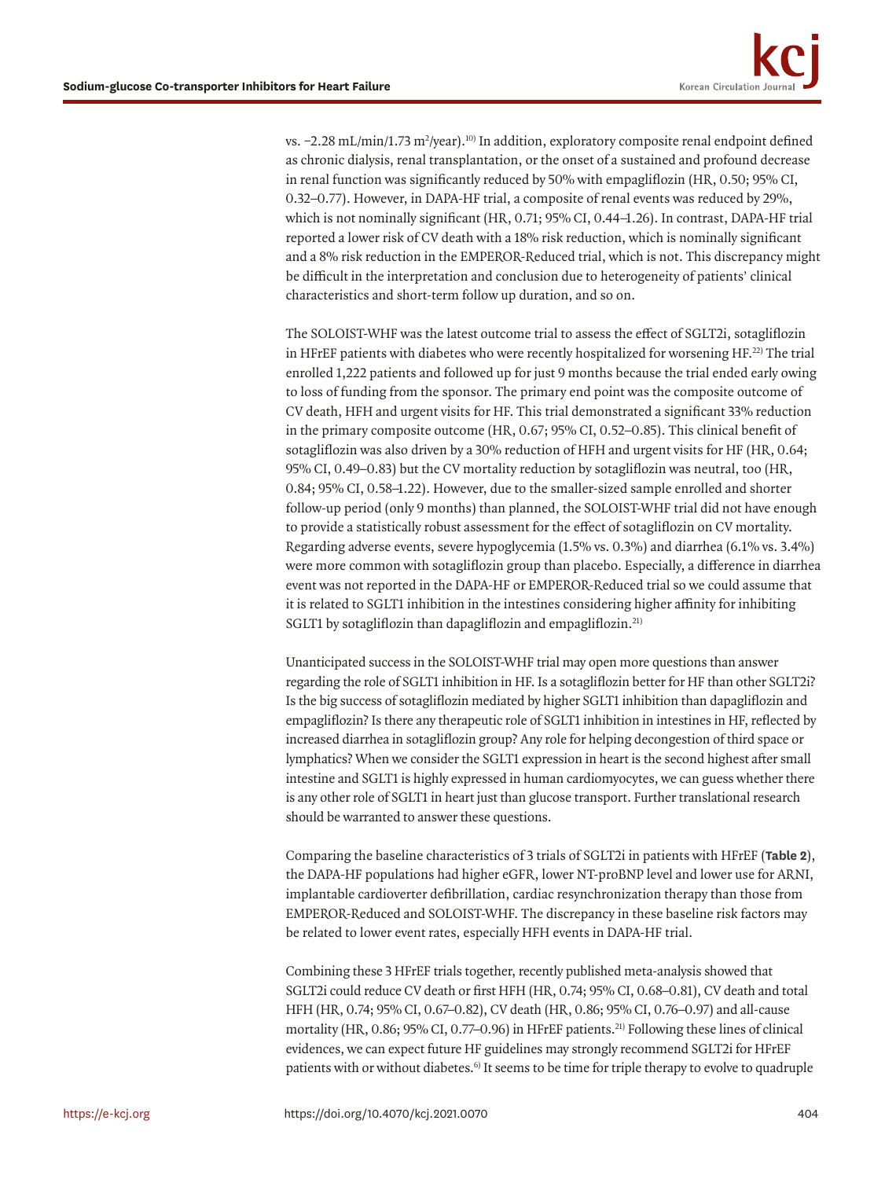vs. −2.28 mL/min/1.73 $m^2$/year).[10] In addition, exploratory composite renal endpoint defined as chronic dialysis, renal transplantation, or the onset of a sustained and profound decrease in renal function was significantly reduced by 50% with empagliflozin (HR, 0.50; 95% CI, 0.32–0.77). However, in DAPA-HF trial, a composite of renal events was reduced by 29%, which is not nominally significant (HR, 0.71; 95% CI, 0.44–1.26). In contrast, DAPA-HF trial reported a lower risk of CV death with a 18% risk reduction, which is nominally significant and a 8% risk reduction in the EMPEROR-Reduced trial, which is not. This discrepancy might be difficult in the interpretation and conclusion due to heterogeneity of patients' clinical characteristics and short-term follow up duration, and so on.

The SOLOIST-WHF was the latest outcome trial to assess the effect of SGLT2i, sotagliflozin in HFrEF patients with diabetes who were recently hospitalized for worsening HF.[22] The trial enrolled 1,222 patients and followed up for just 9 months because the trial ended early owing to loss of funding from the sponsor. The primary end point was the composite outcome of CV death, HFH and urgent visits for HF. This trial demonstrated a significant 33% reduction in the primary composite outcome (HR, 0.67; 95% CI, 0.52–0.85). This clinical benefit of sotagliflozin was also driven by a 30% reduction of HFH and urgent visits for HF (HR, 0.64; 95% CI, 0.49–0.83) but the CV mortality reduction by sotagliflozin was neutral, too (HR, 0.84; 95% CI, 0.58–1.22). However, due to the smaller-sized sample enrolled and shorter follow-up period (only 9 months) than planned, the SOLOIST-WHF trial did not have enough to provide a statistically robust assessment for the effect of sotagliflozin on CV mortality. Regarding adverse events, severe hypoglycemia (1.5% vs. 0.3%) and diarrhea (6.1% vs. 3.4%) were more common with sotagliflozin group than placebo. Especially, a difference in diarrhea event was not reported in the DAPA-HF or EMPEROR-Reduced trial so we could assume that it is related to SGLT1 inhibition in the intestines considering higher affinity for inhibiting SGLT1 by sotagliflozin than dapagliflozin and empagliflozin.[21]

Unanticipated success in the SOLOIST-WHF trial may open more questions than answer regarding the role of SGLT1 inhibition in HF. Is a sotagliflozin better for HF than other SGLT2i? Is the big success of sotagliflozin mediated by higher SGLT1 inhibition than dapagliflozin and empagliflozin? Is there any therapeutic role of SGLT1 inhibition in intestines in HF, reflected by increased diarrhea in sotagliflozin group? Any role for helping decongestion of third space or lymphatics? When we consider the SGLT1 expression in heart is the second highest after small intestine and SGLT1 is highly expressed in human cardiomyocytes, we can guess whether there is any other role of SGLT1 in heart just than glucose transport. Further translational research should be warranted to answer these questions.

Comparing the baseline characteristics of 3 trials of SGLT2i in patients with HFrEF (**Table 2**), the DAPA-HF populations had higher eGFR, lower NT-proBNP level and lower use for ARNI, implantable cardioverter defibrillation, cardiac resynchronization therapy than those from EMPEROR-Reduced and SOLOIST-WHF. The discrepancy in these baseline risk factors may be related to lower event rates, especially HFH events in DAPA-HF trial.

Combining these 3 HFrEF trials together, recently published meta-analysis showed that SGLT2i could reduce CV death or first HFH (HR, 0.74; 95% CI, 0.68–0.81), CV death and total HFH (HR, 0.74; 95% CI, 0.67–0.82), CV death (HR, 0.86; 95% CI, 0.76–0.97) and all-cause mortality (HR, 0.86; 95% CI, 0.77–0.96) in HFrEF patients.[21] Following these lines of clinical evidences, we can expect future HF guidelines may strongly recommend SGLT2i for HFrEF patients with or without diabetes.[6] It seems to be time for triple therapy to evolve to quadruple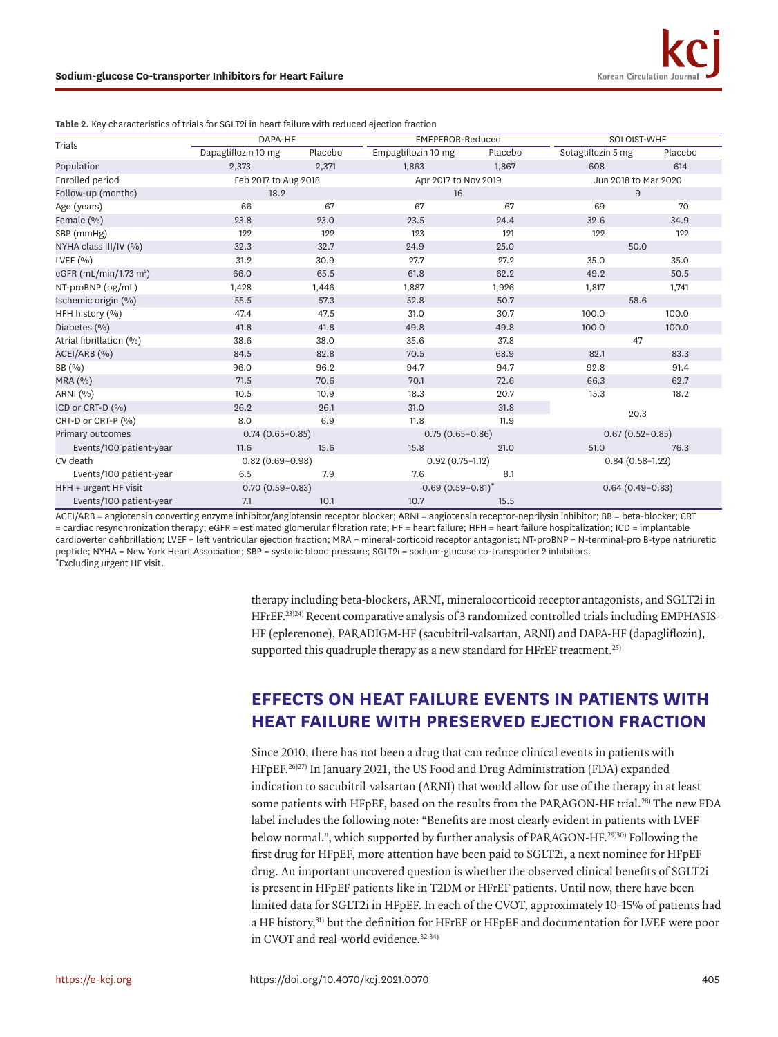**Table 2.** Key characteristics of trials for SGLT2i in heart failure with reduced ejection fraction

| Trials | DAPA-HF | | EMEPEROR-Reduced | | SOLOIST-WHF | |
|---|---|---|---|---|---|---|
| | Dapagliflozin 10 mg | Placebo | Empagliflozin 10 mg | Placebo | Sotagliflozin 5 mg | Placebo |
| Population | 2,373 | 2,371 | 1,863 | 1,867 | 608 | 614 |
| Enrolled period | Feb 2017 to Aug 2018 | | Apr 2017 to Nov 2019 | | Jun 2018 to Mar 2020 | |
| Follow-up (months) | 18.2 | | 16 | | 9 | |
| Age (years) | 66 | 67 | 67 | 67 | 69 | 70 |
| Female (%) | 23.8 | 23.0 | 23.5 | 24.4 | 32.6 | 34.9 |
| SBP (mmHg) | 122 | 122 | 123 | 121 | 122 | 122 |
| NYHA class III/IV (%) | 32.3 | 32.7 | 24.9 | 25.0 | 50.0 | |
| LVEF (%) | 31.2 | 30.9 | 27.7 | 27.2 | 35.0 | 35.0 |
| eGFR (mL/min/1.73 $m^2$) | 66.0 | 65.5 | 61.8 | 62.2 | 49.2 | 50.5 |
| NT-proBNP (pg/mL) | 1,428 | 1,446 | 1,887 | 1,926 | 1,817 | 1,741 |
| Ischemic origin (%) | 55.5 | 57.3 | 52.8 | 50.7 | 58.6 | |
| HFH history (%) | 47.4 | 47.5 | 31.0 | 30.7 | 100.0 | 100.0 |
| Diabetes (%) | 41.8 | 41.8 | 49.8 | 49.8 | 100.0 | 100.0 |
| Atrial fibrillation (%) | 38.6 | 38.0 | 35.6 | 37.8 | 47 | |
| ACEI/ARB (%) | 84.5 | 82.8 | 70.5 | 68.9 | 82.1 | 83.3 |
| BB (%) | 96.0 | 96.2 | 94.7 | 94.7 | 92.8 | 91.4 |
| MRA (%) | 71.5 | 70.6 | 70.1 | 72.6 | 66.3 | 62.7 |
| ARNI (%) | 10.5 | 10.9 | 18.3 | 20.7 | 15.3 | 18.2 |
| ICD or CRT-D (%) | 26.2 | 26.1 | 31.0 | 31.8 | 20.3 | |
| CRT-D or CRT-P (%) | 8.0 | 6.9 | 11.8 | 11.9 | | |
| Primary outcomes | 0.74 (0.65–0.85) | | 0.75 (0.65–0.86) | | 0.67 (0.52–0.85) | |
| Events/100 patient-year | 11.6 | 15.6 | 15.8 | 21.0 | 51.0 | 76.3 |
| CV death | 0.82 (0.69–0.98) | | 0.92 (0.75–1.12) | | 0.84 (0.58–1.22) | |
| Events/100 patient-year | 6.5 | 7.9 | 7.6 | 8.1 | | |
| HFH + urgent HF visit | 0.70 (0.59–0.83) | | 0.69 (0.59–0.81)* | | 0.64 (0.49–0.83) | |
| Events/100 patient-year | 7.1 | 10.1 | 10.7 | 15.5 | | |

ACEI/ARB = angiotensin converting enzyme inhibitor/angiotensin receptor blocker; ARNI = angiotensin receptor-neprilysin inhibitor; BB = beta-blocker; CRT = cardiac resynchronization therapy; eGFR = estimated glomerular filtration rate; HF = heart failure; HFH = heart failure hospitalization; ICD = implantable cardioverter defibrillation; LVEF = left ventricular ejection fraction; MRA = mineral-corticoid receptor antagonist; NT-proBNP = N-terminal-pro B-type natriuretic peptide; NYHA = New York Heart Association; SBP = systolic blood pressure; SGLT2i = sodium-glucose co-transporter 2 inhibitors.
*Excluding urgent HF visit.

therapy including beta-blockers, ARNI, mineralocorticoid receptor antagonists, and SGLT2i in HFrEF.[23)24)] Recent comparative analysis of 3 randomized controlled trials including EMPHASIS-HF (eplerenone), PARADIGM-HF (sacubitril-valsartan, ARNI) and DAPA-HF (dapagliflozin), supported this quadruple therapy as a new standard for HFrEF treatment.[25)]

## EFFECTS ON HEAT FAILURE EVENTS IN PATIENTS WITH HEAT FAILURE WITH PRESERVED EJECTION FRACTION

Since 2010, there has not been a drug that can reduce clinical events in patients with HFpEF.[26)27)] In January 2021, the US Food and Drug Administration (FDA) expanded indication to sacubitril-valsartan (ARNI) that would allow for use of the therapy in at least some patients with HFpEF, based on the results from the PARAGON-HF trial.[28)] The new FDA label includes the following note: "Benefits are most clearly evident in patients with LVEF below normal.", which supported by further analysis of PARAGON-HF.[29)30)] Following the first drug for HFpEF, more attention have been paid to SGLT2i, a next nominee for HFpEF drug. An important uncovered question is whether the observed clinical benefits of SGLT2i is present in HFpEF patients like in T2DM or HFrEF patients. Until now, there have been limited data for SGLT2i in HFpEF. In each of the CVOT, approximately 10–15% of patients had a HF history,[31)] but the definition for HFrEF or HFpEF and documentation for LVEF were poor in CVOT and real-world evidence.[32-34)]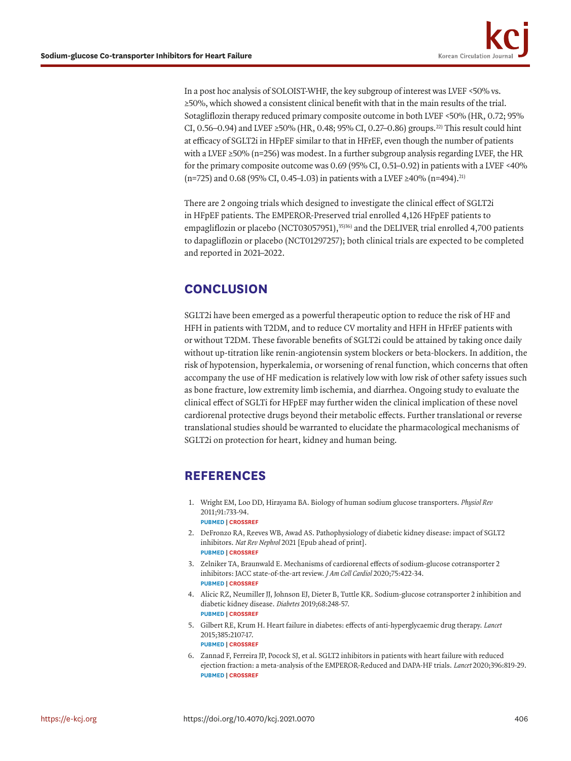In a post hoc analysis of SOLOIST-WHF, the key subgroup of interest was LVEF <50% vs. ≥50%, which showed a consistent clinical benefit with that in the main results of the trial. Sotagliflozin therapy reduced primary composite outcome in both LVEF <50% (HR, 0.72; 95% CI, 0.56–0.94) and LVEF ≥50% (HR, 0.48; 95% CI, 0.27–0.86) groups.[22] This result could hint at efficacy of SGLT2i in HFpEF similar to that in HFrEF, even though the number of patients with a LVEF ≥50% (n=256) was modest. In a further subgroup analysis regarding LVEF, the HR for the primary composite outcome was 0.69 (95% CI, 0.51–0.92) in patients with a LVEF <40% (n=725) and 0.68 (95% CI, 0.45–1.03) in patients with a LVEF ≥40% (n=494).[21]

There are 2 ongoing trials which designed to investigate the clinical effect of SGLT2i in HFpEF patients. The EMPEROR-Preserved trial enrolled 4,126 HFpEF patients to empagliflozin or placebo (NCT03057951),[35,36] and the DELIVER trial enrolled 4,700 patients to dapagliflozin or placebo (NCT01297257); both clinical trials are expected to be completed and reported in 2021–2022.

## CONCLUSION

SGLT2i have been emerged as a powerful therapeutic option to reduce the risk of HF and HFH in patients with T2DM, and to reduce CV mortality and HFH in HFrEF patients with or without T2DM. These favorable benefits of SGLT2i could be attained by taking once daily without up-titration like renin-angiotensin system blockers or beta-blockers. In addition, the risk of hypotension, hyperkalemia, or worsening of renal function, which concerns that often accompany the use of HF medication is relatively low with low risk of other safety issues such as bone fracture, low extremity limb ischemia, and diarrhea. Ongoing study to evaluate the clinical effect of SGLTi for HFpEF may further widen the clinical implication of these novel cardiorenal protective drugs beyond their metabolic effects. Further translational or reverse translational studies should be warranted to elucidate the pharmacological mechanisms of SGLT2i on protection for heart, kidney and human being.

## REFERENCES

1. Wright EM, Loo DD, Hirayama BA. Biology of human sodium glucose transporters. *Physiol Rev* 2011;91:733-94.
   PUBMED | CROSSREF
2. DeFronzo RA, Reeves WB, Awad AS. Pathophysiology of diabetic kidney disease: impact of SGLT2 inhibitors. *Nat Rev Nephrol* 2021 [Epub ahead of print].
   PUBMED | CROSSREF
3. Zelniker TA, Braunwald E. Mechanisms of cardiorenal effects of sodium-glucose cotransporter 2 inhibitors: JACC state-of-the-art review. *J Am Coll Cardiol* 2020;75:422-34.
   PUBMED | CROSSREF
4. Alicic RZ, Neumiller JJ, Johnson EJ, Dieter B, Tuttle KR. Sodium-glucose cotransporter 2 inhibition and diabetic kidney disease. *Diabetes* 2019;68:248-57.
   PUBMED | CROSSREF
5. Gilbert RE, Krum H. Heart failure in diabetes: effects of anti-hyperglycaemic drug therapy. *Lancet* 2015;385:2107-17.
   PUBMED | CROSSREF
6. Zannad F, Ferreira JP, Pocock SJ, et al. SGLT2 inhibitors in patients with heart failure with reduced ejection fraction: a meta-analysis of the EMPEROR-Reduced and DAPA-HF trials. *Lancet* 2020;396:819-29.
   PUBMED | CROSSREF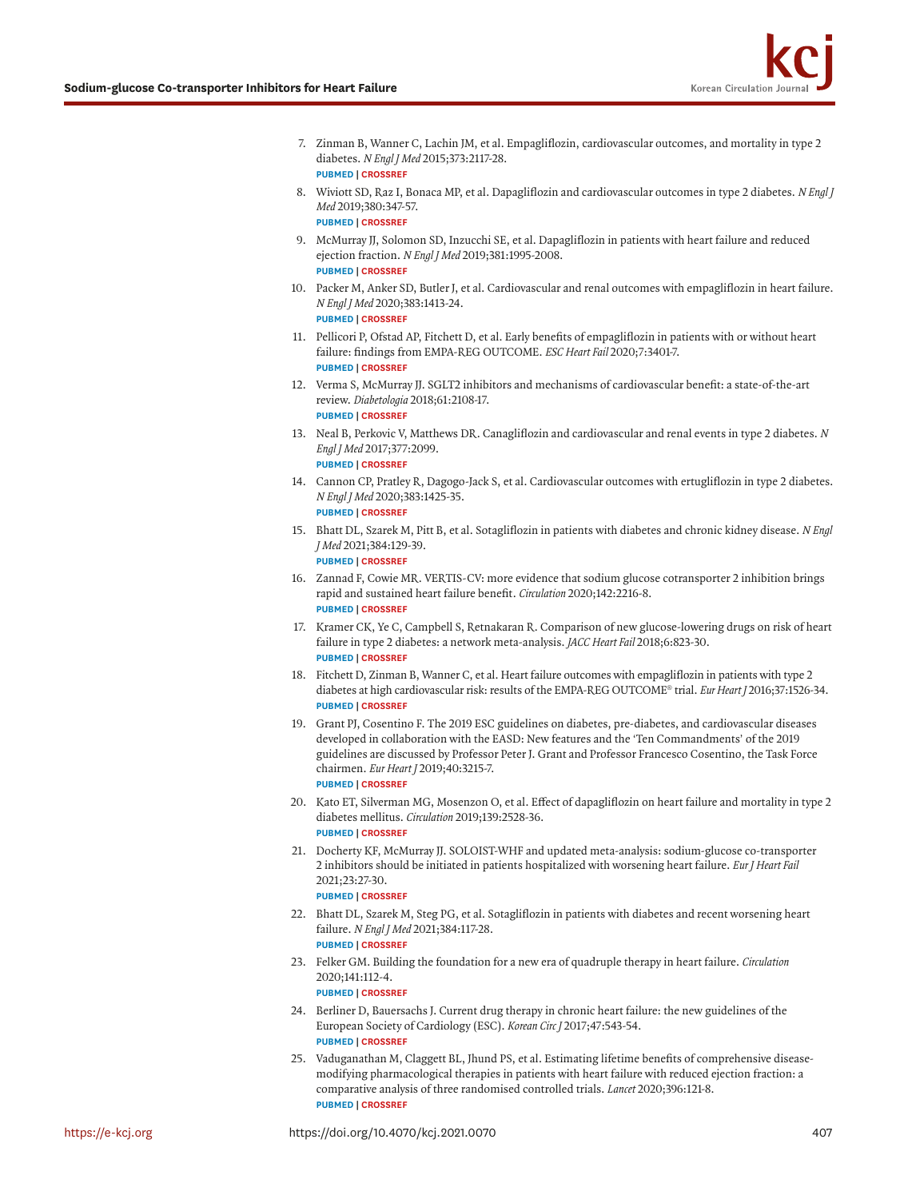7. Zinman B, Wanner C, Lachin JM, et al. Empagliflozin, cardiovascular outcomes, and mortality in type 2 diabetes. *N Engl J Med* 2015;373:2117-28.
   **PUBMED | CROSSREF**
8. Wiviott SD, Raz I, Bonaca MP, et al. Dapagliflozin and cardiovascular outcomes in type 2 diabetes. *N Engl J Med* 2019;380:347-57.
   **PUBMED | CROSSREF**
9. McMurray JJ, Solomon SD, Inzucchi SE, et al. Dapagliflozin in patients with heart failure and reduced ejection fraction. *N Engl J Med* 2019;381:1995-2008.
   **PUBMED | CROSSREF**
10. Packer M, Anker SD, Butler J, et al. Cardiovascular and renal outcomes with empagliflozin in heart failure. *N Engl J Med* 2020;383:1413-24.
    **PUBMED | CROSSREF**
11. Pellicori P, Ofstad AP, Fitchett D, et al. Early benefits of empagliflozin in patients with or without heart failure: findings from EMPA-REG OUTCOME. *ESC Heart Fail* 2020;7:3401-7.
    **PUBMED | CROSSREF**
12. Verma S, McMurray JJ. SGLT2 inhibitors and mechanisms of cardiovascular benefit: a state-of-the-art review. *Diabetologia* 2018;61:2108-17.
    **PUBMED | CROSSREF**
13. Neal B, Perkovic V, Matthews DR. Canagliflozin and cardiovascular and renal events in type 2 diabetes. *N Engl J Med* 2017;377:2099.
    **PUBMED | CROSSREF**
14. Cannon CP, Pratley R, Dagogo-Jack S, et al. Cardiovascular outcomes with ertugliflozin in type 2 diabetes. *N Engl J Med* 2020;383:1425-35.
    **PUBMED | CROSSREF**
15. Bhatt DL, Szarek M, Pitt B, et al. Sotagliflozin in patients with diabetes and chronic kidney disease. *N Engl J Med* 2021;384:129-39.
    **PUBMED | CROSSREF**
16. Zannad F, Cowie MR. VERTIS-CV: more evidence that sodium glucose cotransporter 2 inhibition brings rapid and sustained heart failure benefit. *Circulation* 2020;142:2216-8.
    **PUBMED | CROSSREF**
17. Kramer CK, Ye C, Campbell S, Retnakaran R. Comparison of new glucose-lowering drugs on risk of heart failure in type 2 diabetes: a network meta-analysis. *JACC Heart Fail* 2018;6:823-30.
    **PUBMED | CROSSREF**
18. Fitchett D, Zinman B, Wanner C, et al. Heart failure outcomes with empagliflozin in patients with type 2 diabetes at high cardiovascular risk: results of the EMPA-REG OUTCOME® trial. *Eur Heart J* 2016;37:1526-34.
    **PUBMED | CROSSREF**
19. Grant PJ, Cosentino F. The 2019 ESC guidelines on diabetes, pre-diabetes, and cardiovascular diseases developed in collaboration with the EASD: New features and the 'Ten Commandments' of the 2019 guidelines are discussed by Professor Peter J. Grant and Professor Francesco Cosentino, the Task Force chairmen. *Eur Heart J* 2019;40:3215-7.
    **PUBMED | CROSSREF**
20. Kato ET, Silverman MG, Mosenzon O, et al. Effect of dapagliflozin on heart failure and mortality in type 2 diabetes mellitus. *Circulation* 2019;139:2528-36.
    **PUBMED | CROSSREF**
21. Docherty KF, McMurray JJ. SOLOIST-WHF and updated meta-analysis: sodium-glucose co-transporter 2 inhibitors should be initiated in patients hospitalized with worsening heart failure. *Eur J Heart Fail* 2021;23:27-30.
    **PUBMED | CROSSREF**
22. Bhatt DL, Szarek M, Steg PG, et al. Sotagliflozin in patients with diabetes and recent worsening heart failure. *N Engl J Med* 2021;384:117-28.
    **PUBMED | CROSSREF**
23. Felker GM. Building the foundation for a new era of quadruple therapy in heart failure. *Circulation* 2020;141:112-4.
    **PUBMED | CROSSREF**
24. Berliner D, Bauersachs J. Current drug therapy in chronic heart failure: the new guidelines of the European Society of Cardiology (ESC). *Korean Circ J* 2017;47:543-54.
    **PUBMED | CROSSREF**
25. Vaduganathan M, Claggett BL, Jhund PS, et al. Estimating lifetime benefits of comprehensive disease-modifying pharmacological therapies in patients with heart failure with reduced ejection fraction: a comparative analysis of three randomised controlled trials. *Lancet* 2020;396:121-8.
    **PUBMED | CROSSREF**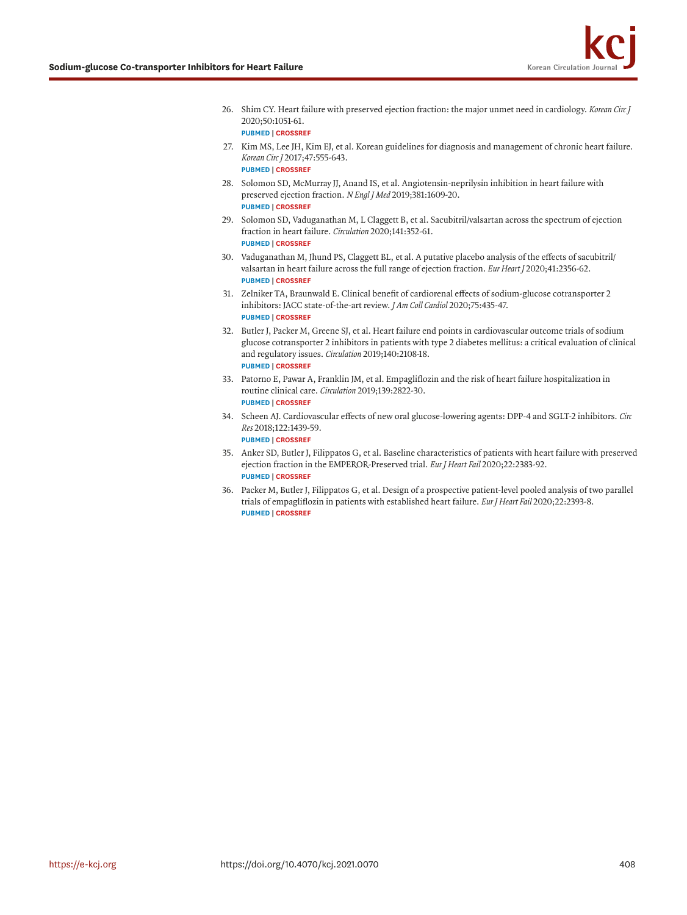26. Shim CY. Heart failure with preserved ejection fraction: the major unmet need in cardiology. *Korean Circ J* 2020;50:1051-61.
**PUBMED** | **CROSSREF**
27. Kim MS, Lee JH, Kim EJ, et al. Korean guidelines for diagnosis and management of chronic heart failure. *Korean Circ J* 2017;47:555-643.
**PUBMED** | **CROSSREF**
28. Solomon SD, McMurray JJ, Anand IS, et al. Angiotensin-neprilysin inhibition in heart failure with preserved ejection fraction. *N Engl J Med* 2019;381:1609-20.
**PUBMED** | **CROSSREF**
29. Solomon SD, Vaduganathan M, L Claggett B, et al. Sacubitril/valsartan across the spectrum of ejection fraction in heart failure. *Circulation* 2020;141:352-61.
**PUBMED** | **CROSSREF**
30. Vaduganathan M, Jhund PS, Claggett BL, et al. A putative placebo analysis of the effects of sacubitril/valsartan in heart failure across the full range of ejection fraction. *Eur Heart J* 2020;41:2356-62.
**PUBMED** | **CROSSREF**
31. Zelniker TA, Braunwald E. Clinical benefit of cardiorenal effects of sodium-glucose cotransporter 2 inhibitors: JACC state-of-the-art review. *J Am Coll Cardiol* 2020;75:435-47.
**PUBMED** | **CROSSREF**
32. Butler J, Packer M, Greene SJ, et al. Heart failure end points in cardiovascular outcome trials of sodium glucose cotransporter 2 inhibitors in patients with type 2 diabetes mellitus: a critical evaluation of clinical and regulatory issues. *Circulation* 2019;140:2108-18.
**PUBMED** | **CROSSREF**
33. Patorno E, Pawar A, Franklin JM, et al. Empagliflozin and the risk of heart failure hospitalization in routine clinical care. *Circulation* 2019;139:2822-30.
**PUBMED** | **CROSSREF**
34. Scheen AJ. Cardiovascular effects of new oral glucose-lowering agents: DPP-4 and SGLT-2 inhibitors. *Circ Res* 2018;122:1439-59.
**PUBMED** | **CROSSREF**
35. Anker SD, Butler J, Filippatos G, et al. Baseline characteristics of patients with heart failure with preserved ejection fraction in the EMPEROR-Preserved trial. *Eur J Heart Fail* 2020;22:2383-92.
**PUBMED** | **CROSSREF**
36. Packer M, Butler J, Filippatos G, et al. Design of a prospective patient-level pooled analysis of two parallel trials of empagliflozin in patients with established heart failure. *Eur J Heart Fail* 2020;22:2393-8.
**PUBMED** | **CROSSREF**